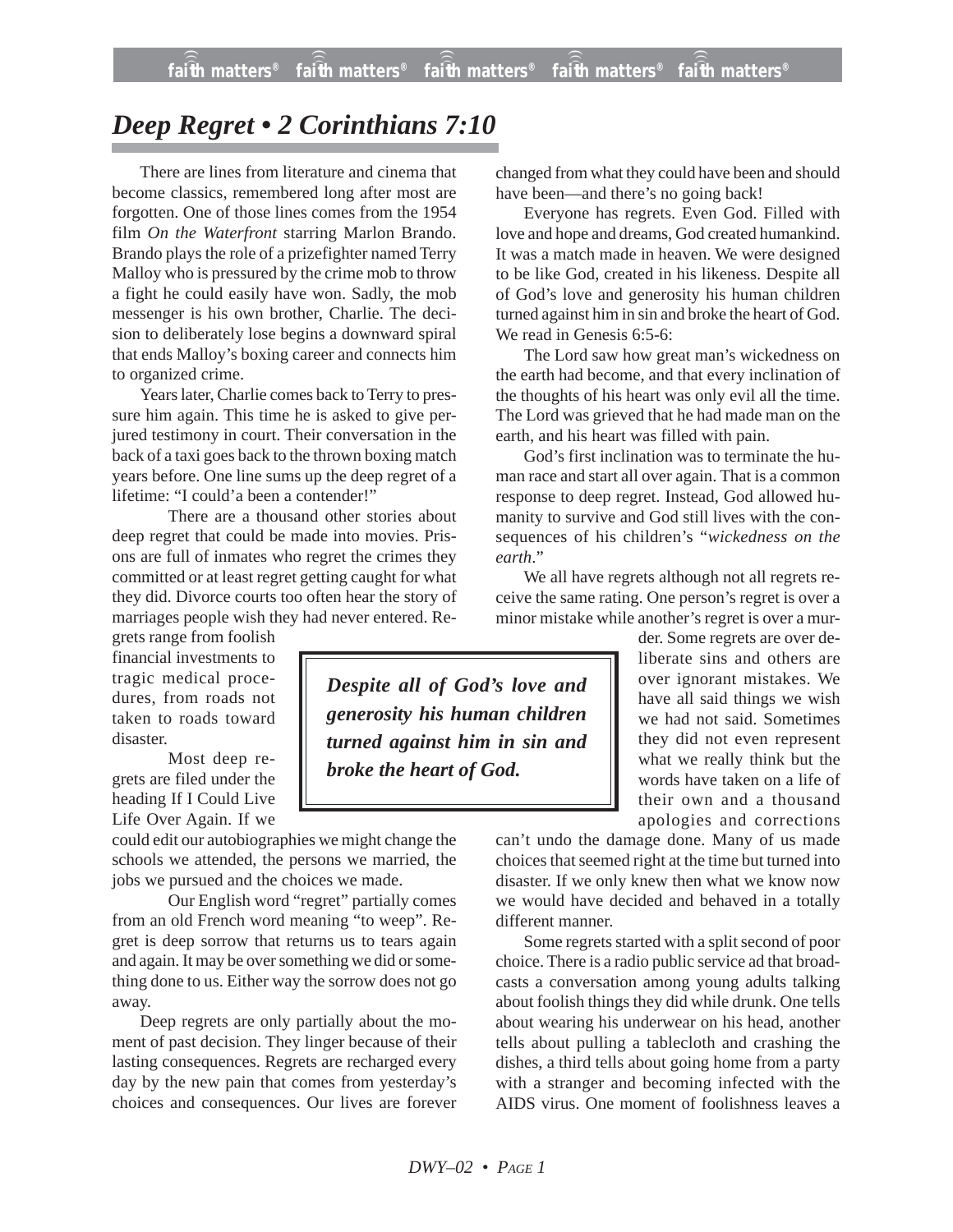# *Deep Regret • 2 Corinthians 7:10*

There are lines from literature and cinema that become classics, remembered long after most are forgotten. One of those lines comes from the 1954 film *On the Waterfront* starring Marlon Brando. Brando plays the role of a prizefighter named Terry Malloy who is pressured by the crime mob to throw a fight he could easily have won. Sadly, the mob messenger is his own brother, Charlie. The decision to deliberately lose begins a downward spiral that ends Malloy's boxing career and connects him to organized crime.

Years later, Charlie comes back to Terry to pressure him again. This time he is asked to give perjured testimony in court. Their conversation in the back of a taxi goes back to the thrown boxing match years before. One line sums up the deep regret of a lifetime: "I could'a been a contender!"

There are a thousand other stories about deep regret that could be made into movies. Prisons are full of inmates who regret the crimes they committed or at least regret getting caught for what they did. Divorce courts too often hear the story of marriages people wish they had never entered. Regrets range from foolish financial investments to tragic medical procedures, from roads not taken to roads toward disaster.

Most deep regrets are filed under the heading If I Could Live Life Over Again. If we could edit our autobiographies we might change the schools we attended, the persons we married, the jobs we pursued and the choices we made.

Our English word "regret" partially comes from an old French word meaning "to weep". Regret is deep sorrow that returns us to tears again and again. It may be over something we did or something done to us. Either way the sorrow does not go away.

Deep regrets are only partially about the moment of past decision. They linger because of their lasting consequences. Regrets are recharged every day by the new pain that comes from yesterday's choices and consequences. Our lives are forever changed from what they could have been and should have been—and there's no going back!

Everyone has regrets. Even God. Filled with love and hope and dreams, God created humankind. It was a match made in heaven. We were designed to be like God, created in his likeness. Despite all of God's love and generosity his human children turned against him in sin and broke the heart of God. We read in Genesis 6:5-6:

The Lord saw how great man's wickedness on the earth had become, and that every inclination of the thoughts of his heart was only evil all the time. The Lord was grieved that he had made man on the earth, and his heart was filled with pain.

God's first inclination was to terminate the human race and start all over again. That is a common response to deep regret. Instead, God allowed humanity to survive and God still lives with the consequences of his children's "*wickedness on the earth*."

> ***Despite all of God's love and generosity his human children turned against him in sin and broke the heart of God.***

We all have regrets although not all regrets receive the same rating. One person's regret is over a minor mistake while another's regret is over a murder. Some regrets are over deliberate sins and others are over ignorant mistakes. We have all said things we wish we had not said. Sometimes they did not even represent what we really think but the words have taken on a life of their own and a thousand apologies and corrections can't undo the damage done. Many of us made choices that seemed right at the time but turned into disaster. If we only knew then what we know now we would have decided and behaved in a totally different manner.

Some regrets started with a split second of poor choice. There is a radio public service ad that broadcasts a conversation among young adults talking about foolish things they did while drunk. One tells about wearing his underwear on his head, another tells about pulling a tablecloth and crashing the dishes, a third tells about going home from a party with a stranger and becoming infected with the AIDS virus. One moment of foolishness leaves a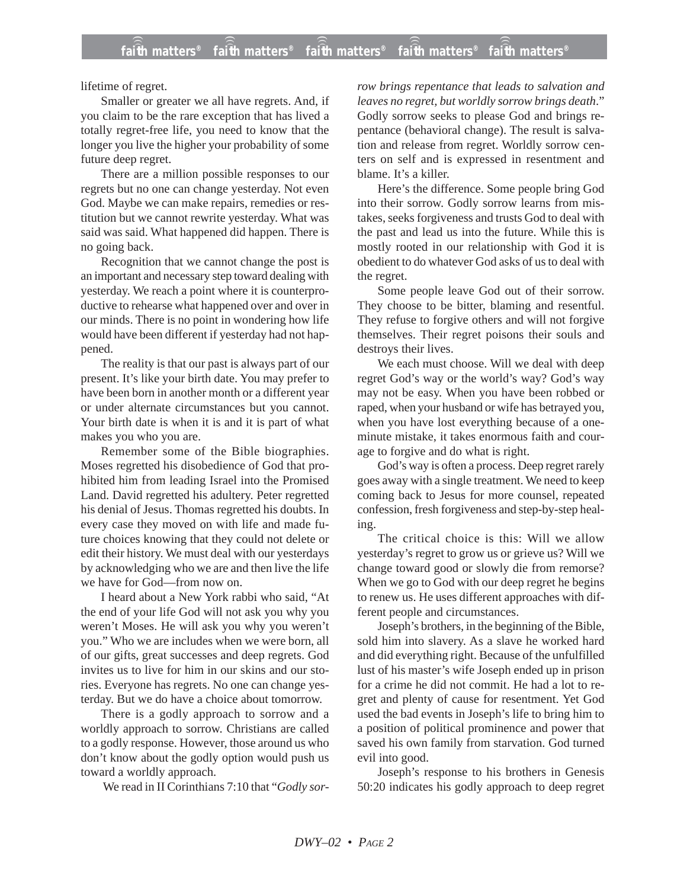lifetime of regret.

Smaller or greater we all have regrets. And, if you claim to be the rare exception that has lived a totally regret-free life, you need to know that the longer you live the higher your probability of some future deep regret.

There are a million possible responses to our regrets but no one can change yesterday. Not even God. Maybe we can make repairs, remedies or restitution but we cannot rewrite yesterday. What was said was said. What happened did happen. There is no going back.

Recognition that we cannot change the post is an important and necessary step toward dealing with yesterday. We reach a point where it is counterproductive to rehearse what happened over and over in our minds. There is no point in wondering how life would have been different if yesterday had not happened.

The reality is that our past is always part of our present. It's like your birth date. You may prefer to have been born in another month or a different year or under alternate circumstances but you cannot. Your birth date is when it is and it is part of what makes you who you are.

Remember some of the Bible biographies. Moses regretted his disobedience of God that prohibited him from leading Israel into the Promised Land. David regretted his adultery. Peter regretted his denial of Jesus. Thomas regretted his doubts. In every case they moved on with life and made future choices knowing that they could not delete or edit their history. We must deal with our yesterdays by acknowledging who we are and then live the life we have for God—from now on.

I heard about a New York rabbi who said, "At the end of your life God will not ask you why you weren't Moses. He will ask you why you weren't you." Who we are includes when we were born, all of our gifts, great successes and deep regrets. God invites us to live for him in our skins and our stories. Everyone has regrets. No one can change yesterday. But we do have a choice about tomorrow.

There is a godly approach to sorrow and a worldly approach to sorrow. Christians are called to a godly response. However, those around us who don't know about the godly option would push us toward a worldly approach.

We read in II Corinthians 7:10 that "*Godly sorrow brings repentance that leads to salvation and leaves no regret, but worldly sorrow brings death*." Godly sorrow seeks to please God and brings repentance (behavioral change). The result is salvation and release from regret. Worldly sorrow centers on self and is expressed in resentment and blame. It's a killer.

Here's the difference. Some people bring God into their sorrow. Godly sorrow learns from mistakes, seeks forgiveness and trusts God to deal with the past and lead us into the future. While this is mostly rooted in our relationship with God it is obedient to do whatever God asks of us to deal with the regret.

Some people leave God out of their sorrow. They choose to be bitter, blaming and resentful. They refuse to forgive others and will not forgive themselves. Their regret poisons their souls and destroys their lives.

We each must choose. Will we deal with deep regret God's way or the world's way? God's way may not be easy. When you have been robbed or raped, when your husband or wife has betrayed you, when you have lost everything because of a one-minute mistake, it takes enormous faith and courage to forgive and do what is right.

God's way is often a process. Deep regret rarely goes away with a single treatment. We need to keep coming back to Jesus for more counsel, repeated confession, fresh forgiveness and step-by-step healing.

The critical choice is this: Will we allow yesterday's regret to grow us or grieve us? Will we change toward good or slowly die from remorse? When we go to God with our deep regret he begins to renew us. He uses different approaches with different people and circumstances.

Joseph's brothers, in the beginning of the Bible, sold him into slavery. As a slave he worked hard and did everything right. Because of the unfulfilled lust of his master's wife Joseph ended up in prison for a crime he did not commit. He had a lot to regret and plenty of cause for resentment. Yet God used the bad events in Joseph's life to bring him to a position of political prominence and power that saved his own family from starvation. God turned evil into good.

Joseph's response to his brothers in Genesis 50:20 indicates his godly approach to deep regret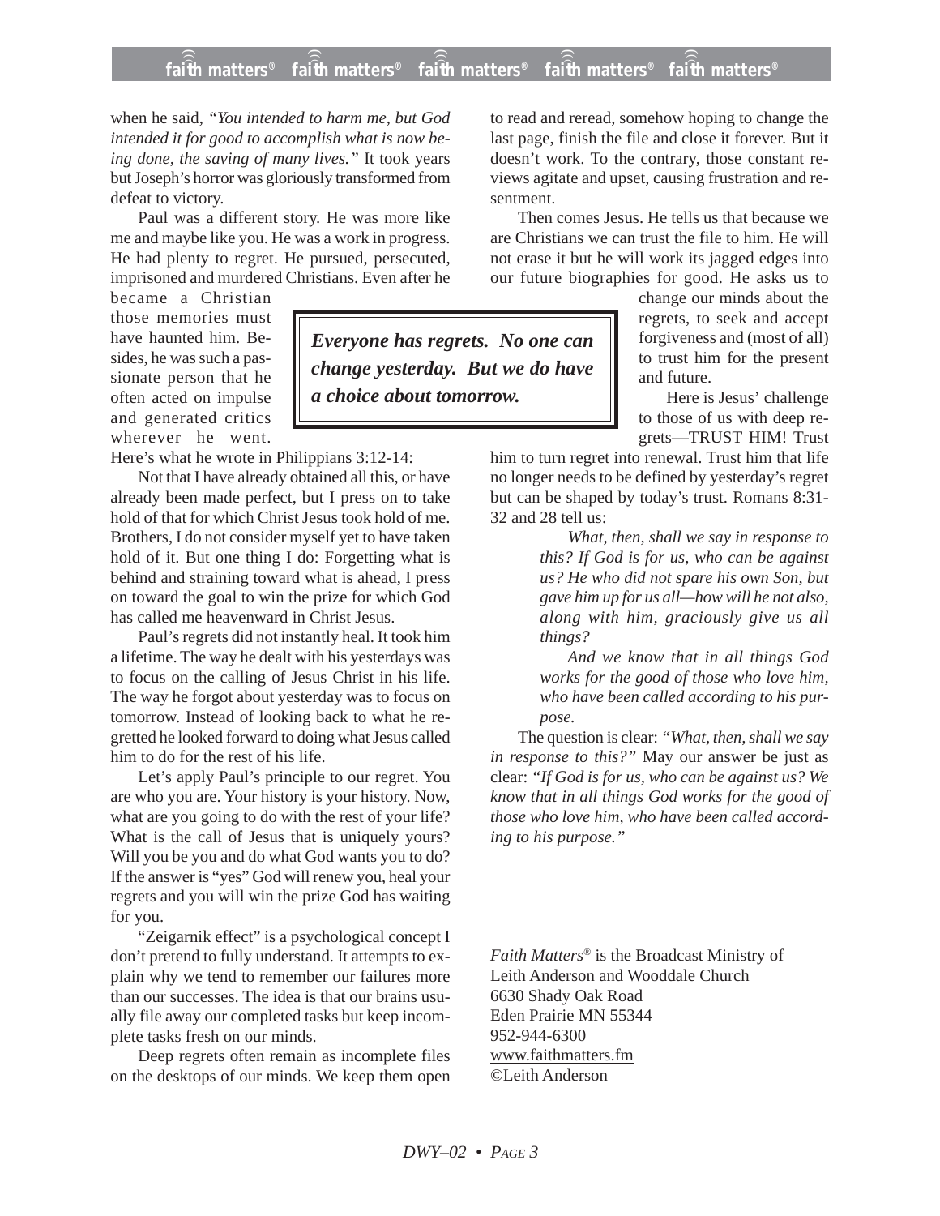when he said, *"You intended to harm me, but God intended it for good to accomplish what is now being done, the saving of many lives."* It took years but Joseph's horror was gloriously transformed from defeat to victory.

Paul was a different story. He was more like me and maybe like you. He was a work in progress. He had plenty to regret. He pursued, persecuted, imprisoned and murdered Christians. Even after he became a Christian those memories must have haunted him. Besides, he was such a passionate person that he often acted on impulse and generated critics wherever he went. Here's what he wrote in Philippians 3:12-14:

Not that I have already obtained all this, or have already been made perfect, but I press on to take hold of that for which Christ Jesus took hold of me. Brothers, I do not consider myself yet to have taken hold of it. But one thing I do: Forgetting what is behind and straining toward what is ahead, I press on toward the goal to win the prize for which God has called me heavenward in Christ Jesus.

Paul's regrets did not instantly heal. It took him a lifetime. The way he dealt with his yesterdays was to focus on the calling of Jesus Christ in his life. The way he forgot about yesterday was to focus on tomorrow. Instead of looking back to what he regretted he looked forward to doing what Jesus called him to do for the rest of his life.

Let's apply Paul's principle to our regret. You are who you are. Your history is your history. Now, what are you going to do with the rest of your life? What is the call of Jesus that is uniquely yours? Will you be you and do what God wants you to do? If the answer is "yes" God will renew you, heal your regrets and you will win the prize God has waiting for you.

"Zeigarnik effect" is a psychological concept I don't pretend to fully understand. It attempts to explain why we tend to remember our failures more than our successes. The idea is that our brains usually file away our completed tasks but keep incomplete tasks fresh on our minds.

Deep regrets often remain as incomplete files on the desktops of our minds. We keep them open to read and reread, somehow hoping to change the last page, finish the file and close it forever. But it doesn't work. To the contrary, those constant reviews agitate and upset, causing frustration and resentment.

***Everyone has regrets. No one can change yesterday. But we do have a choice about tomorrow.***

Then comes Jesus. He tells us that because we are Christians we can trust the file to him. He will not erase it but he will work its jagged edges into our future biographies for good. He asks us to change our minds about the regrets, to seek and accept forgiveness and (most of all) to trust him for the present and future.

Here is Jesus' challenge to those of us with deep regrets—TRUST HIM! Trust him to turn regret into renewal. Trust him that life no longer needs to be defined by yesterday's regret but can be shaped by today's trust. Romans 8:31-32 and 28 tell us:

> *What, then, shall we say in response to this? If God is for us, who can be against us? He who did not spare his own Son, but gave him up for us all—how will he not also, along with him, graciously give us all things?*
>
> *And we know that in all things God works for the good of those who love him, who have been called according to his purpose.*

The question is clear: *"What, then, shall we say in response to this?"* May our answer be just as clear: *"If God is for us, who can be against us? We know that in all things God works for the good of those who love him, who have been called according to his purpose."*

*Faith Matters®* is the Broadcast Ministry of
Leith Anderson and Wooddale Church
6630 Shady Oak Road
Eden Prairie MN 55344
952-944-6300
www.faithmatters.fm
©Leith Anderson